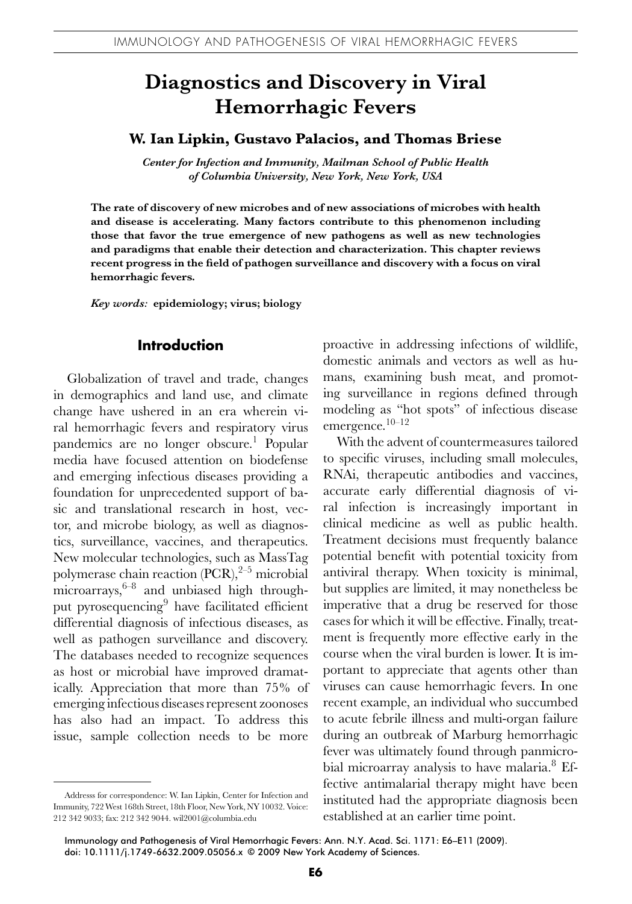# Diagnostics and Discovery in Viral Hemorrhagic Fevers

**W. Ian Lipkin, Gustavo Palacios, and Thomas Briese**

*Center for Infection and Immunity, Mailman School of Public Health of Columbia University, New York, New York, USA*

**The rate of discovery of new microbes and of new associations of microbes with health and disease is accelerating. Many factors contribute to this phenomenon including those that favor the true emergence of new pathogens as well as new technologies and paradigms that enable their detection and characterization. This chapter reviews recent progress in the field of pathogen surveillance and discovery with a focus on viral hemorrhagic fevers.**

*Key words:* **epidemiology; virus; biology**

## Introduction

Globalization of travel and trade, changes in demographics and land use, and climate change have ushered in an era wherein viral hemorrhagic fevers and respiratory virus pandemics are no longer obscure.[1] Popular media have focused attention on biodefense and emerging infectious diseases providing a foundation for unprecedented support of basic and translational research in host, vector, and microbe biology, as well as diagnostics, surveillance, vaccines, and therapeutics. New molecular technologies, such as MassTag polymerase chain reaction (PCR),[2–5] microbial microarrays,[6–8] and unbiased high throughput pyrosequencing[9] have facilitated efficient differential diagnosis of infectious diseases, as well as pathogen surveillance and discovery. The databases needed to recognize sequences as host or microbial have improved dramatically. Appreciation that more than 75% of emerging infectious diseases represent zoonoses has also had an impact. To address this issue, sample collection needs to be more proactive in addressing infections of wildlife, domestic animals and vectors as well as humans, examining bush meat, and promoting surveillance in regions defined through modeling as "hot spots" of infectious disease emergence.[10–12]

With the advent of countermeasures tailored to specific viruses, including small molecules, RNAi, therapeutic antibodies and vaccines, accurate early differential diagnosis of viral infection is increasingly important in clinical medicine as well as public health. Treatment decisions must frequently balance potential benefit with potential toxicity from antiviral therapy. When toxicity is minimal, but supplies are limited, it may nonetheless be imperative that a drug be reserved for those cases for which it will be effective. Finally, treatment is frequently more effective early in the course when the viral burden is lower. It is important to appreciate that agents other than viruses can cause hemorrhagic fevers. In one recent example, an individual who succumbed to acute febrile illness and multi-organ failure during an outbreak of Marburg hemorrhagic fever was ultimately found through panmicrobial microarray analysis to have malaria.[8] Effective antimalarial therapy might have been instituted had the appropriate diagnosis been established at an earlier time point.

Addresss for correspondence: W. Ian Lipkin, Center for Infection and Immunity, 722 West 168th Street, 18th Floor, New York, NY 10032. Voice: 212 342 9033; fax: 212 342 9044. wil2001@columbia.edu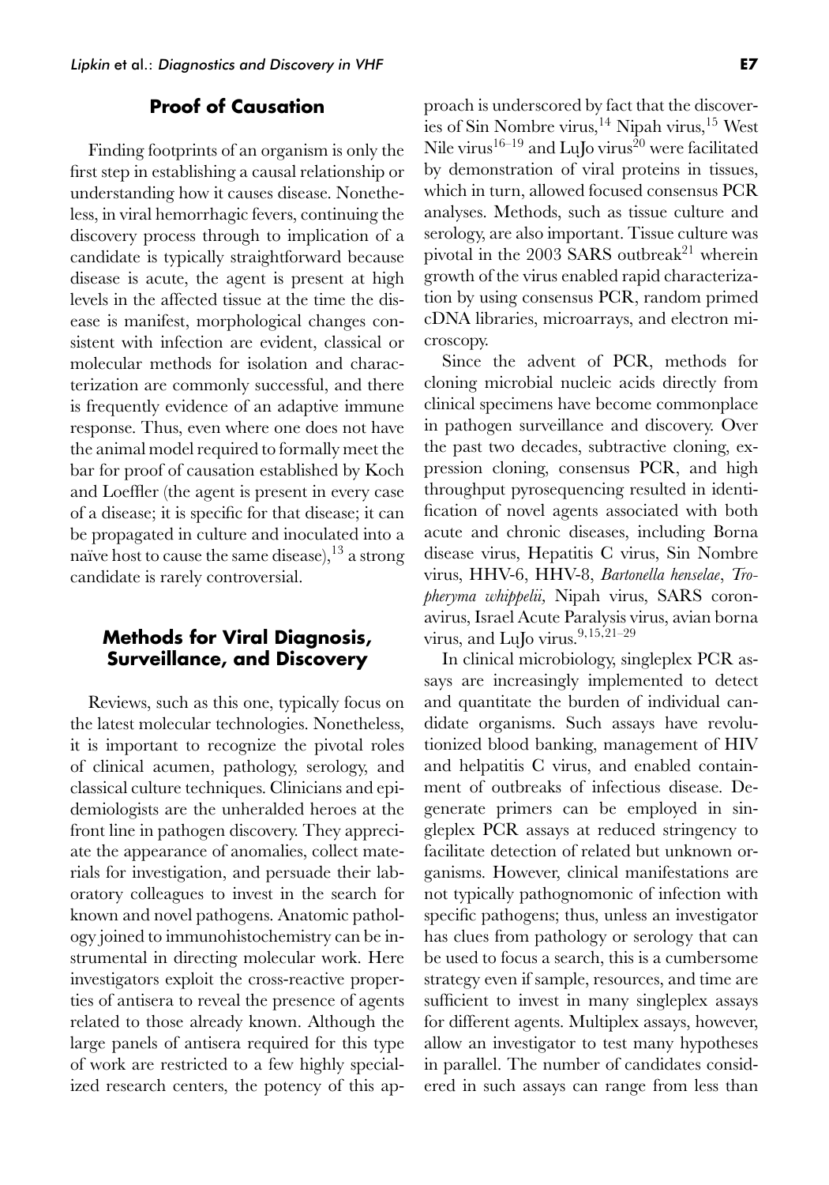## Proof of Causation

Finding footprints of an organism is only the first step in establishing a causal relationship or understanding how it causes disease. Nonetheless, in viral hemorrhagic fevers, continuing the discovery process through to implication of a candidate is typically straightforward because disease is acute, the agent is present at high levels in the affected tissue at the time the disease is manifest, morphological changes consistent with infection are evident, classical or molecular methods for isolation and characterization are commonly successful, and there is frequently evidence of an adaptive immune response. Thus, even where one does not have the animal model required to formally meet the bar for proof of causation established by Koch and Loeffler (the agent is present in every case of a disease; it is specific for that disease; it can be propagated in culture and inoculated into a naïve host to cause the same disease),[13] a strong candidate is rarely controversial.

## Methods for Viral Diagnosis, Surveillance, and Discovery

Reviews, such as this one, typically focus on the latest molecular technologies. Nonetheless, it is important to recognize the pivotal roles of clinical acumen, pathology, serology, and classical culture techniques. Clinicians and epidemiologists are the unheralded heroes at the front line in pathogen discovery. They appreciate the appearance of anomalies, collect materials for investigation, and persuade their laboratory colleagues to invest in the search for known and novel pathogens. Anatomic pathology joined to immunohistochemistry can be instrumental in directing molecular work. Here investigators exploit the cross-reactive properties of antisera to reveal the presence of agents related to those already known. Although the large panels of antisera required for this type of work are restricted to a few highly specialized research centers, the potency of this approach is underscored by fact that the discoveries of Sin Nombre virus,[14] Nipah virus,[15] West Nile virus[16–19] and LuJo virus[20] were facilitated by demonstration of viral proteins in tissues, which in turn, allowed focused consensus PCR analyses. Methods, such as tissue culture and serology, are also important. Tissue culture was pivotal in the 2003 SARS outbreak[21] wherein growth of the virus enabled rapid characterization by using consensus PCR, random primed cDNA libraries, microarrays, and electron microscopy.

Since the advent of PCR, methods for cloning microbial nucleic acids directly from clinical specimens have become commonplace in pathogen surveillance and discovery. Over the past two decades, subtractive cloning, expression cloning, consensus PCR, and high throughput pyrosequencing resulted in identification of novel agents associated with both acute and chronic diseases, including Borna disease virus, Hepatitis C virus, Sin Nombre virus, HHV-6, HHV-8, *Bartonella henselae*, *Tropheryma whippelii*, Nipah virus, SARS coronavirus, Israel Acute Paralysis virus, avian borna virus, and LuJo virus.[9,15,21–29]

In clinical microbiology, singleplex PCR assays are increasingly implemented to detect and quantitate the burden of individual candidate organisms. Such assays have revolutionized blood banking, management of HIV and helpatitis C virus, and enabled containment of outbreaks of infectious disease. Degenerate primers can be employed in singleplex PCR assays at reduced stringency to facilitate detection of related but unknown organisms. However, clinical manifestations are not typically pathognomonic of infection with specific pathogens; thus, unless an investigator has clues from pathology or serology that can be used to focus a search, this is a cumbersome strategy even if sample, resources, and time are sufficient to invest in many singleplex assays for different agents. Multiplex assays, however, allow an investigator to test many hypotheses in parallel. The number of candidates considered in such assays can range from less than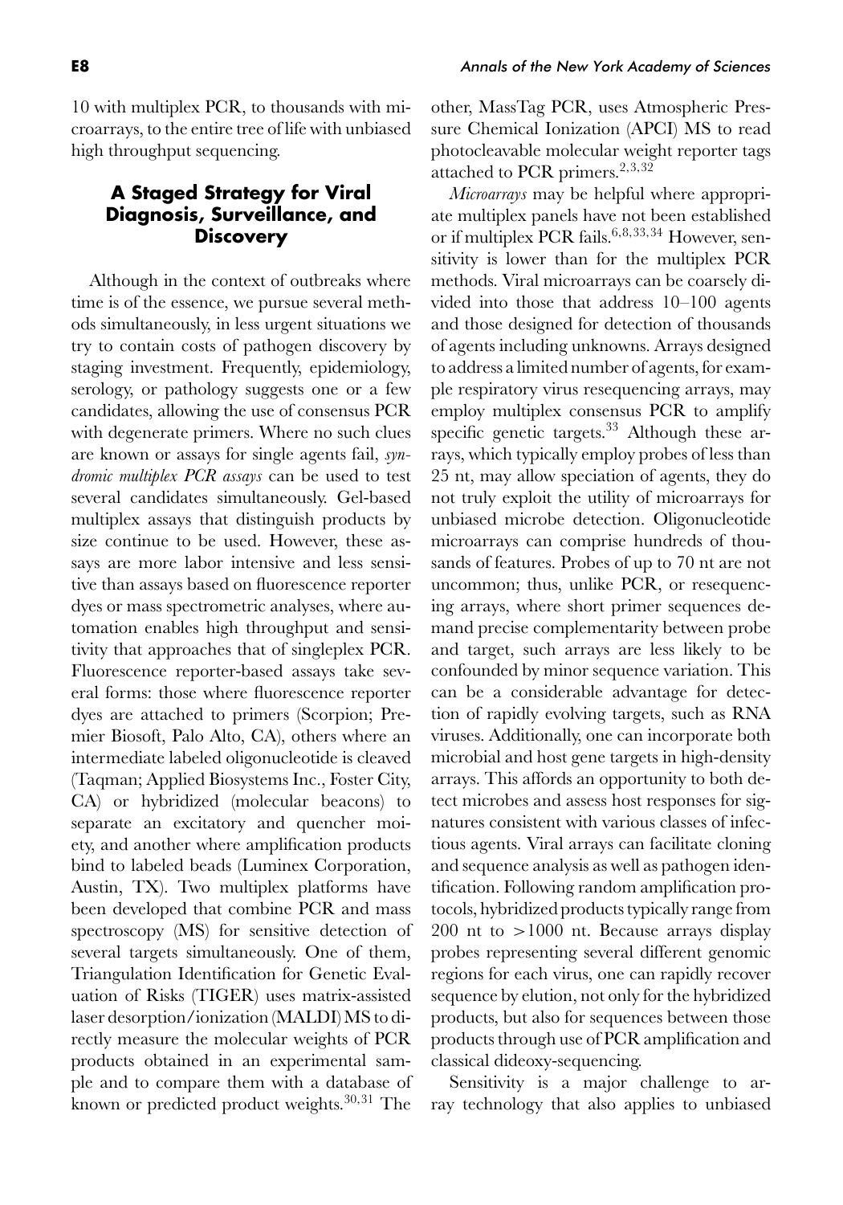10 with multiplex PCR, to thousands with microarrays, to the entire tree of life with unbiased high throughput sequencing.

## A Staged Strategy for Viral Diagnosis, Surveillance, and Discovery

Although in the context of outbreaks where time is of the essence, we pursue several methods simultaneously, in less urgent situations we try to contain costs of pathogen discovery by staging investment. Frequently, epidemiology, serology, or pathology suggests one or a few candidates, allowing the use of consensus PCR with degenerate primers. Where no such clues are known or assays for single agents fail, *syndromic multiplex PCR assays* can be used to test several candidates simultaneously. Gel-based multiplex assays that distinguish products by size continue to be used. However, these assays are more labor intensive and less sensitive than assays based on fluorescence reporter dyes or mass spectrometric analyses, where automation enables high throughput and sensitivity that approaches that of singleplex PCR. Fluorescence reporter-based assays take several forms: those where fluorescence reporter dyes are attached to primers (Scorpion; Premier Biosoft, Palo Alto, CA), others where an intermediate labeled oligonucleotide is cleaved (Taqman; Applied Biosystems Inc., Foster City, CA) or hybridized (molecular beacons) to separate an excitatory and quencher moiety, and another where amplification products bind to labeled beads (Luminex Corporation, Austin, TX). Two multiplex platforms have been developed that combine PCR and mass spectroscopy (MS) for sensitive detection of several targets simultaneously. One of them, Triangulation Identification for Genetic Evaluation of Risks (TIGER) uses matrix-assisted laser desorption/ionization (MALDI) MS to directly measure the molecular weights of PCR products obtained in an experimental sample and to compare them with a database of known or predicted product weights.[30,31] The other, MassTag PCR, uses Atmospheric Pressure Chemical Ionization (APCI) MS to read photocleavable molecular weight reporter tags attached to PCR primers.[2,3,32]

*Microarrays* may be helpful where appropriate multiplex panels have not been established or if multiplex PCR fails.[6,8,33,34] However, sensitivity is lower than for the multiplex PCR methods. Viral microarrays can be coarsely divided into those that address 10–100 agents and those designed for detection of thousands of agents including unknowns. Arrays designed to address a limited number of agents, for example respiratory virus resequencing arrays, may employ multiplex consensus PCR to amplify specific genetic targets.[33] Although these arrays, which typically employ probes of less than 25 nt, may allow speciation of agents, they do not truly exploit the utility of microarrays for unbiased microbe detection. Oligonucleotide microarrays can comprise hundreds of thousands of features. Probes of up to 70 nt are not uncommon; thus, unlike PCR, or resequencing arrays, where short primer sequences demand precise complementarity between probe and target, such arrays are less likely to be confounded by minor sequence variation. This can be a considerable advantage for detection of rapidly evolving targets, such as RNA viruses. Additionally, one can incorporate both microbial and host gene targets in high-density arrays. This affords an opportunity to both detect microbes and assess host responses for signatures consistent with various classes of infectious agents. Viral arrays can facilitate cloning and sequence analysis as well as pathogen identification. Following random amplification protocols, hybridized products typically range from 200 nt to >1000 nt. Because arrays display probes representing several different genomic regions for each virus, one can rapidly recover sequence by elution, not only for the hybridized products, but also for sequences between those products through use of PCR amplification and classical dideoxy-sequencing.

Sensitivity is a major challenge to array technology that also applies to unbiased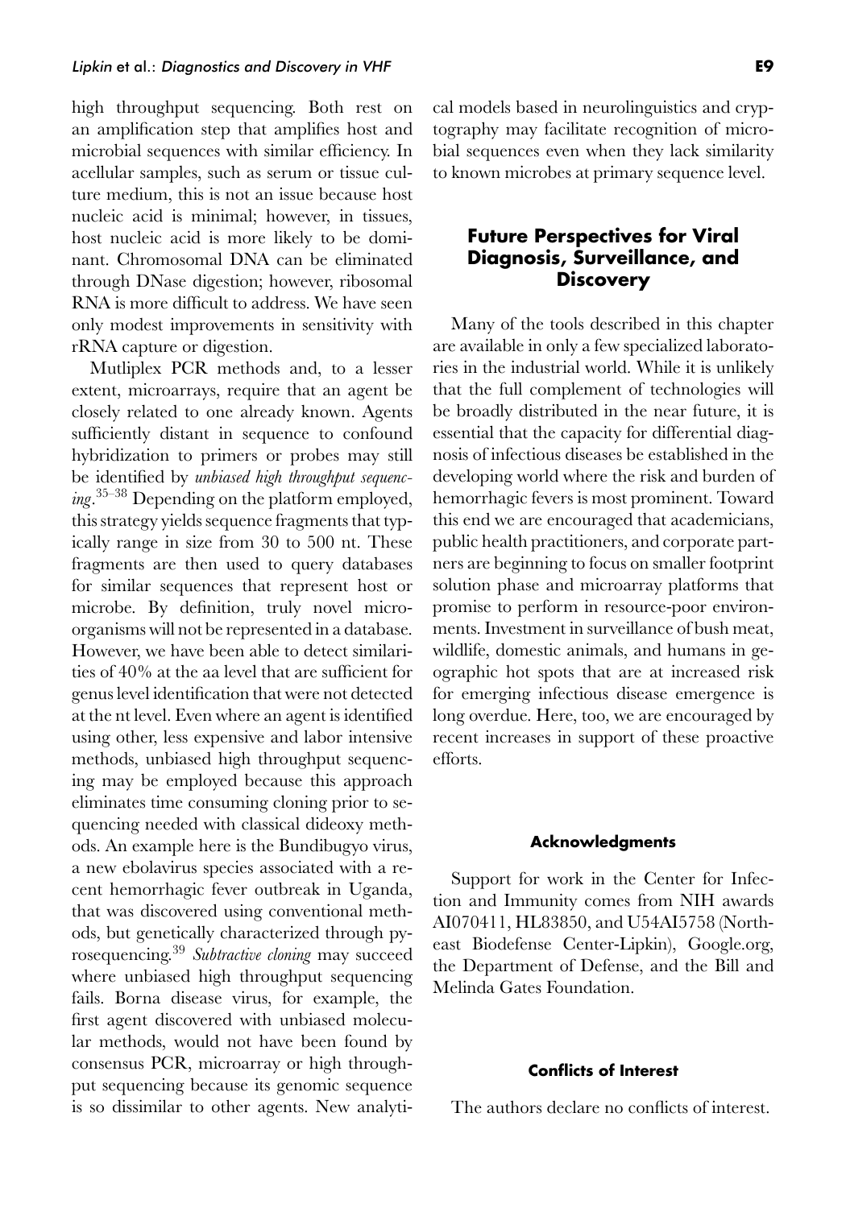high throughput sequencing. Both rest on an amplification step that amplifies host and microbial sequences with similar efficiency. In acellular samples, such as serum or tissue culture medium, this is not an issue because host nucleic acid is minimal; however, in tissues, host nucleic acid is more likely to be dominant. Chromosomal DNA can be eliminated through DNase digestion; however, ribosomal RNA is more difficult to address. We have seen only modest improvements in sensitivity with rRNA capture or digestion.

Mutliplex PCR methods and, to a lesser extent, microarrays, require that an agent be closely related to one already known. Agents sufficiently distant in sequence to confound hybridization to primers or probes may still be identified by *unbiased high throughput sequencing*.[35–38] Depending on the platform employed, this strategy yields sequence fragments that typically range in size from 30 to 500 nt. These fragments are then used to query databases for similar sequences that represent host or microbe. By definition, truly novel microorganisms will not be represented in a database. However, we have been able to detect similarities of 40% at the aa level that are sufficient for genus level identification that were not detected at the nt level. Even where an agent is identified using other, less expensive and labor intensive methods, unbiased high throughput sequencing may be employed because this approach eliminates time consuming cloning prior to sequencing needed with classical dideoxy methods. An example here is the Bundibugyo virus, a new ebolavirus species associated with a recent hemorrhagic fever outbreak in Uganda, that was discovered using conventional methods, but genetically characterized through pyrosequencing.[39] *Subtractive cloning* may succeed where unbiased high throughput sequencing fails. Borna disease virus, for example, the first agent discovered with unbiased molecular methods, would not have been found by consensus PCR, microarray or high throughput sequencing because its genomic sequence is so dissimilar to other agents. New analytical models based in neurolinguistics and cryptography may facilitate recognition of microbial sequences even when they lack similarity to known microbes at primary sequence level.

## Future Perspectives for Viral Diagnosis, Surveillance, and Discovery

Many of the tools described in this chapter are available in only a few specialized laboratories in the industrial world. While it is unlikely that the full complement of technologies will be broadly distributed in the near future, it is essential that the capacity for differential diagnosis of infectious diseases be established in the developing world where the risk and burden of hemorrhagic fevers is most prominent. Toward this end we are encouraged that academicians, public health practitioners, and corporate partners are beginning to focus on smaller footprint solution phase and microarray platforms that promise to perform in resource-poor environments. Investment in surveillance of bush meat, wildlife, domestic animals, and humans in geographic hot spots that are at increased risk for emerging infectious disease emergence is long overdue. Here, too, we are encouraged by recent increases in support of these proactive efforts.

#### Acknowledgments

Support for work in the Center for Infection and Immunity comes from NIH awards AI070411, HL83850, and U54AI5758 (Northeast Biodefense Center-Lipkin), Google.org, the Department of Defense, and the Bill and Melinda Gates Foundation.

#### Conflicts of Interest

The authors declare no conflicts of interest.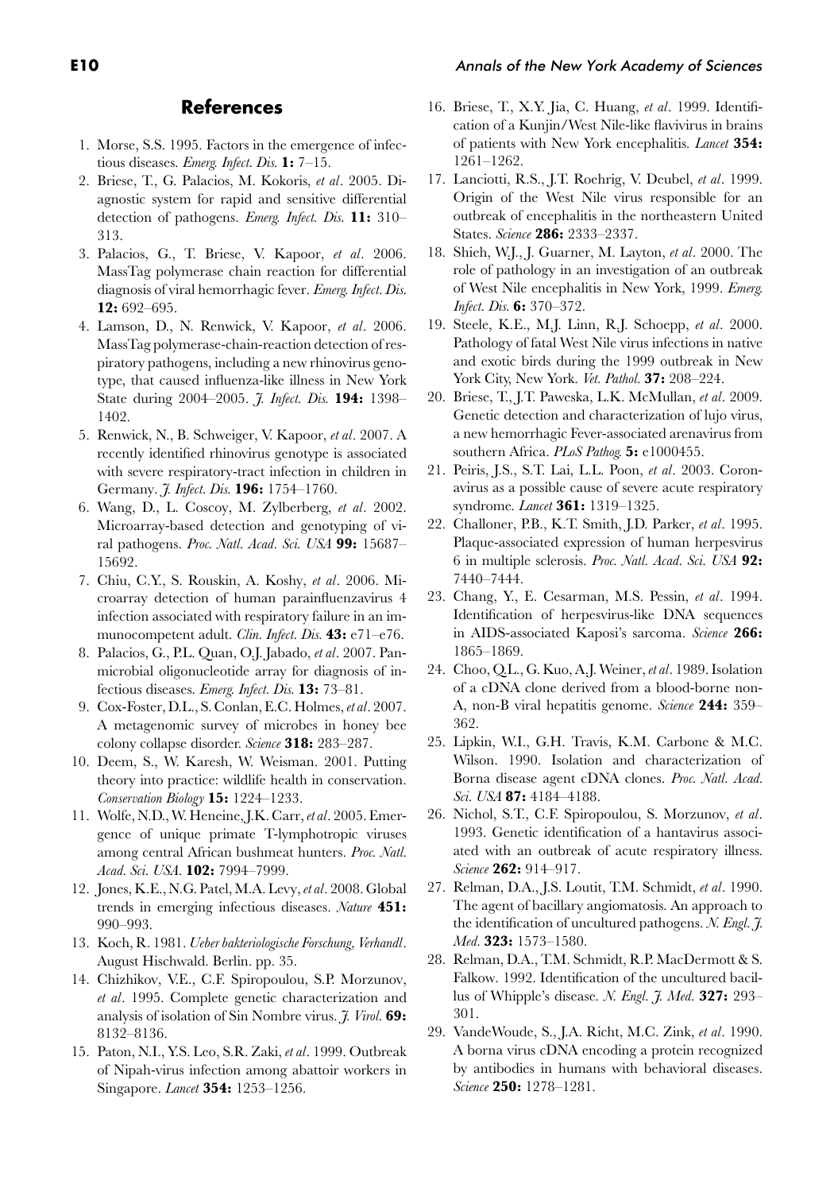## References

1. Morse, S.S. 1995. Factors in the emergence of infectious diseases. *Emerg. Infect. Dis.* **1:** 7–15.
2. Briese, T., G. Palacios, M. Kokoris, *et al*. 2005. Diagnostic system for rapid and sensitive differential detection of pathogens. *Emerg. Infect. Dis.* **11:** 310–313.
3. Palacios, G., T. Briese, V. Kapoor, *et al*. 2006. MassTag polymerase chain reaction for differential diagnosis of viral hemorrhagic fever. *Emerg. Infect. Dis.* **12:** 692–695.
4. Lamson, D., N. Renwick, V. Kapoor, *et al*. 2006. MassTag polymerase-chain-reaction detection of respiratory pathogens, including a new rhinovirus genotype, that caused influenza-like illness in New York State during 2004–2005. *J. Infect. Dis.* **194:** 1398–1402.
5. Renwick, N., B. Schweiger, V. Kapoor, *et al*. 2007. A recently identified rhinovirus genotype is associated with severe respiratory-tract infection in children in Germany. *J. Infect. Dis.* **196:** 1754–1760.
6. Wang, D., L. Coscoy, M. Zylberberg, *et al*. 2002. Microarray-based detection and genotyping of viral pathogens. *Proc. Natl. Acad. Sci. USA* **99:** 15687–15692.
7. Chiu, C.Y., S. Rouskin, A. Koshy, *et al*. 2006. Microarray detection of human parainfluenzavirus 4 infection associated with respiratory failure in an immunocompetent adult. *Clin. Infect. Dis.* **43:** e71–e76.
8. Palacios, G., P.L. Quan, O.J. Jabado, *et al*. 2007. Panmicrobial oligonucleotide array for diagnosis of infectious diseases. *Emerg. Infect. Dis.* **13:** 73–81.
9. Cox-Foster, D.L., S. Conlan, E.C. Holmes, *et al*. 2007. A metagenomic survey of microbes in honey bee colony collapse disorder. *Science* **318:** 283–287.
10. Deem, S., W. Karesh, W. Weisman. 2001. Putting theory into practice: wildlife health in conservation. *Conservation Biology* **15:** 1224–1233.
11. Wolfe, N.D., W. Heneine, J.K. Carr, *et al*. 2005. Emergence of unique primate T-lymphotropic viruses among central African bushmeat hunters. *Proc. Natl. Acad. Sci. USA.* **102:** 7994–7999.
12. Jones, K.E., N.G. Patel, M.A. Levy, *et al*. 2008. Global trends in emerging infectious diseases. *Nature* **451:** 990–993.
13. Koch, R. 1981. *Ueber bakteriologische Forschung, Verhandl*. August Hischwald. Berlin. pp. 35.
14. Chizhikov, V.E., C.F. Spiropoulou, S.P. Morzunov, *et al*. 1995. Complete genetic characterization and analysis of isolation of Sin Nombre virus. *J. Virol.* **69:** 8132–8136.
15. Paton, N.I., Y.S. Leo, S.R. Zaki, *et al*. 1999. Outbreak of Nipah-virus infection among abattoir workers in Singapore. *Lancet* **354:** 1253–1256.
16. Briese, T., X.Y. Jia, C. Huang, *et al*. 1999. Identification of a Kunjin/West Nile-like flavivirus in brains of patients with New York encephalitis. *Lancet* **354:** 1261–1262.
17. Lanciotti, R.S., J.T. Roehrig, V. Deubel, *et al*. 1999. Origin of the West Nile virus responsible for an outbreak of encephalitis in the northeastern United States. *Science* **286:** 2333–2337.
18. Shieh, W.J., J. Guarner, M. Layton, *et al*. 2000. The role of pathology in an investigation of an outbreak of West Nile encephalitis in New York, 1999. *Emerg. Infect. Dis.* **6:** 370–372.
19. Steele, K.E., M.J. Linn, R.J. Schoepp, *et al*. 2000. Pathology of fatal West Nile virus infections in native and exotic birds during the 1999 outbreak in New York City, New York. *Vet. Pathol.* **37:** 208–224.
20. Briese, T., J.T. Paweska, L.K. McMullan, *et al*. 2009. Genetic detection and characterization of lujo virus, a new hemorrhagic Fever-associated arenavirus from southern Africa. *PLoS Pathog.* **5:** e1000455.
21. Peiris, J.S., S.T. Lai, L.L. Poon, *et al*. 2003. Coronavirus as a possible cause of severe acute respiratory syndrome. *Lancet* **361:** 1319–1325.
22. Challoner, P.B., K.T. Smith, J.D. Parker, *et al*. 1995. Plaque-associated expression of human herpesvirus 6 in multiple sclerosis. *Proc. Natl. Acad. Sci. USA* **92:** 7440–7444.
23. Chang, Y., E. Cesarman, M.S. Pessin, *et al*. 1994. Identification of herpesvirus-like DNA sequences in AIDS-associated Kaposi's sarcoma. *Science* **266:** 1865–1869.
24. Choo, Q.L., G. Kuo, A.J. Weiner, *et al*. 1989. Isolation of a cDNA clone derived from a blood-borne non-A, non-B viral hepatitis genome. *Science* **244:** 359–362.
25. Lipkin, W.I., G.H. Travis, K.M. Carbone & M.C. Wilson. 1990. Isolation and characterization of Borna disease agent cDNA clones. *Proc. Natl. Acad. Sci. USA* **87:** 4184–4188.
26. Nichol, S.T., C.F. Spiropoulou, S. Morzunov, *et al*. 1993. Genetic identification of a hantavirus associated with an outbreak of acute respiratory illness. *Science* **262:** 914–917.
27. Relman, D.A., J.S. Loutit, T.M. Schmidt, *et al*. 1990. The agent of bacillary angiomatosis. An approach to the identification of uncultured pathogens. *N. Engl. J. Med.* **323:** 1573–1580.
28. Relman, D.A., T.M. Schmidt, R.P. MacDermott & S. Falkow. 1992. Identification of the uncultured bacillus of Whipple's disease. *N. Engl. J. Med.* **327:** 293–301.
29. VandeWoude, S., J.A. Richt, M.C. Zink, *et al*. 1990. A borna virus cDNA encoding a protein recognized by antibodies in humans with behavioral diseases. *Science* **250:** 1278–1281.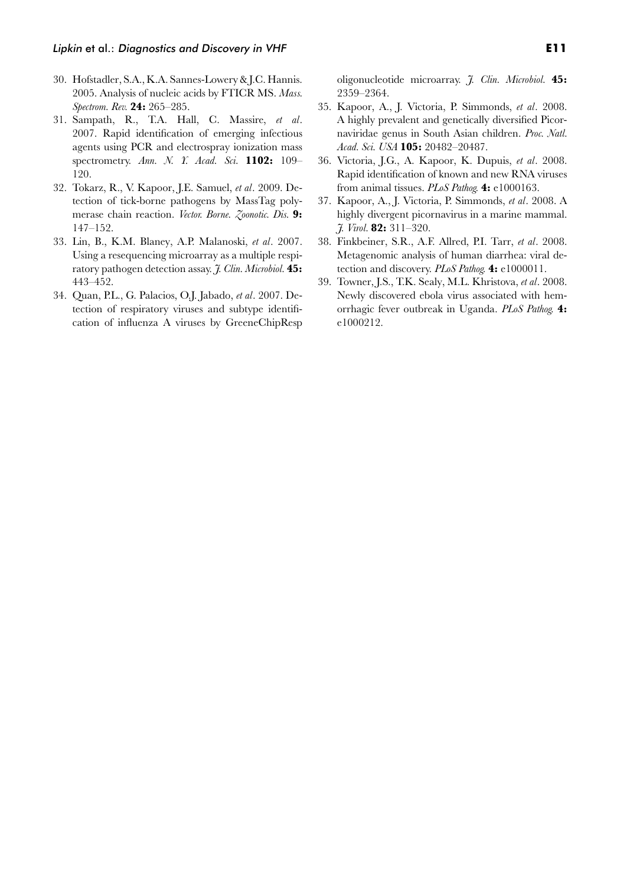30. Hofstadler, S.A., K.A. Sannes-Lowery & J.C. Hannis. 2005. Analysis of nucleic acids by FTICR MS. *Mass. Spectrom. Rev.* **24:** 265–285.
31. Sampath, R., T.A. Hall, C. Massire, *et al*. 2007. Rapid identification of emerging infectious agents using PCR and electrospray ionization mass spectrometry. *Ann. N. Y. Acad. Sci.* **1102:** 109–120.
32. Tokarz, R., V. Kapoor, J.E. Samuel, *et al*. 2009. Detection of tick-borne pathogens by MassTag polymerase chain reaction. *Vector. Borne. Zoonotic. Dis.* **9:** 147–152.
33. Lin, B., K.M. Blaney, A.P. Malanoski, *et al*. 2007. Using a resequencing microarray as a multiple respiratory pathogen detection assay. *J. Clin. Microbiol.* **45:** 443–452.
34. Quan, P.L., G. Palacios, O.J. Jabado, *et al*. 2007. Detection of respiratory viruses and subtype identification of influenza A viruses by GreeneChipResp oligonucleotide microarray. *J. Clin. Microbiol.* **45:** 2359–2364.
35. Kapoor, A., J. Victoria, P. Simmonds, *et al*. 2008. A highly prevalent and genetically diversified Picornaviridae genus in South Asian children. *Proc. Natl. Acad. Sci. USA* **105:** 20482–20487.
36. Victoria, J.G., A. Kapoor, K. Dupuis, *et al*. 2008. Rapid identification of known and new RNA viruses from animal tissues. *PLoS Pathog.* **4:** e1000163.
37. Kapoor, A., J. Victoria, P. Simmonds, *et al*. 2008. A highly divergent picornavirus in a marine mammal. *J. Virol.* **82:** 311–320.
38. Finkbeiner, S.R., A.F. Allred, P.I. Tarr, *et al*. 2008. Metagenomic analysis of human diarrhea: viral detection and discovery. *PLoS Pathog.* **4:** e1000011.
39. Towner, J.S., T.K. Sealy, M.L. Khristova, *et al*. 2008. Newly discovered ebola virus associated with hemorrhagic fever outbreak in Uganda. *PLoS Pathog.* **4:** e1000212.